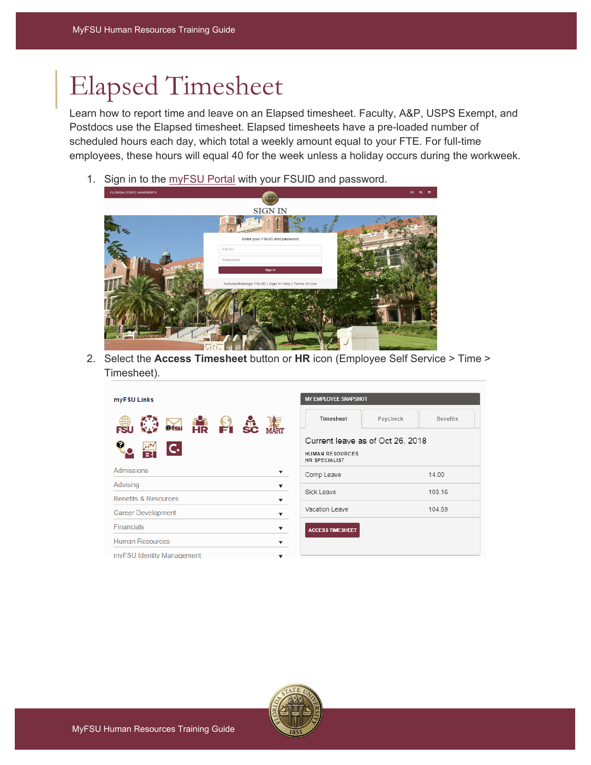# Elapsed Timesheet

Learn how to report time and leave on an Elapsed timesheet. Faculty, A&P, USPS Exempt, and Postdocs use the Elapsed timesheet. Elapsed timesheets have a pre-loaded number of scheduled hours each day, which total a weekly amount equal to your FTE. For full-time employees, these hours will equal 40 for the week unless a holiday occurs during the workweek.

1. Sign in to the myFSU Portal with your FSUID and password.
2. Select the **Access Timesheet** button or **HR** icon (Employee Self Service > Time > Timesheet).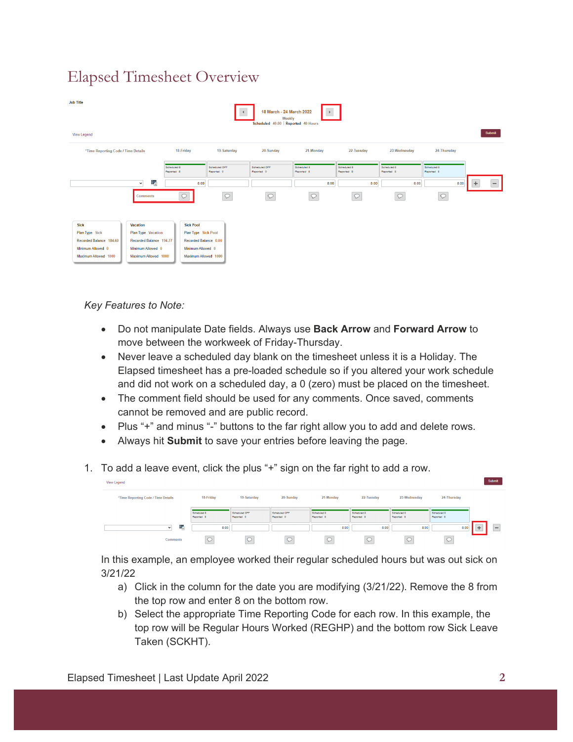# Elapsed Timesheet Overview

*Key Features to Note:*

- Do not manipulate Date fields. Always use **Back Arrow** and **Forward Arrow** to move between the workweek of Friday-Thursday.
- Never leave a scheduled day blank on the timesheet unless it is a Holiday. The Elapsed timesheet has a pre-loaded schedule so if you altered your work schedule and did not work on a scheduled day, a 0 (zero) must be placed on the timesheet.
- The comment field should be used for any comments. Once saved, comments cannot be removed and are public record.
- Plus "+" and minus "-" buttons to the far right allow you to add and delete rows.
- Always hit **Submit** to save your entries before leaving the page.

1. To add a leave event, click the plus "+" sign on the far right to add a row.

   In this example, an employee worked their regular scheduled hours but was out sick on 3/21/22

   a) Click in the column for the date you are modifying (3/21/22). Remove the 8 from the top row and enter 8 on the bottom row.
   b) Select the appropriate Time Reporting Code for each row. In this example, the top row will be Regular Hours Worked (REGHP) and the bottom row Sick Leave Taken (SCKHT).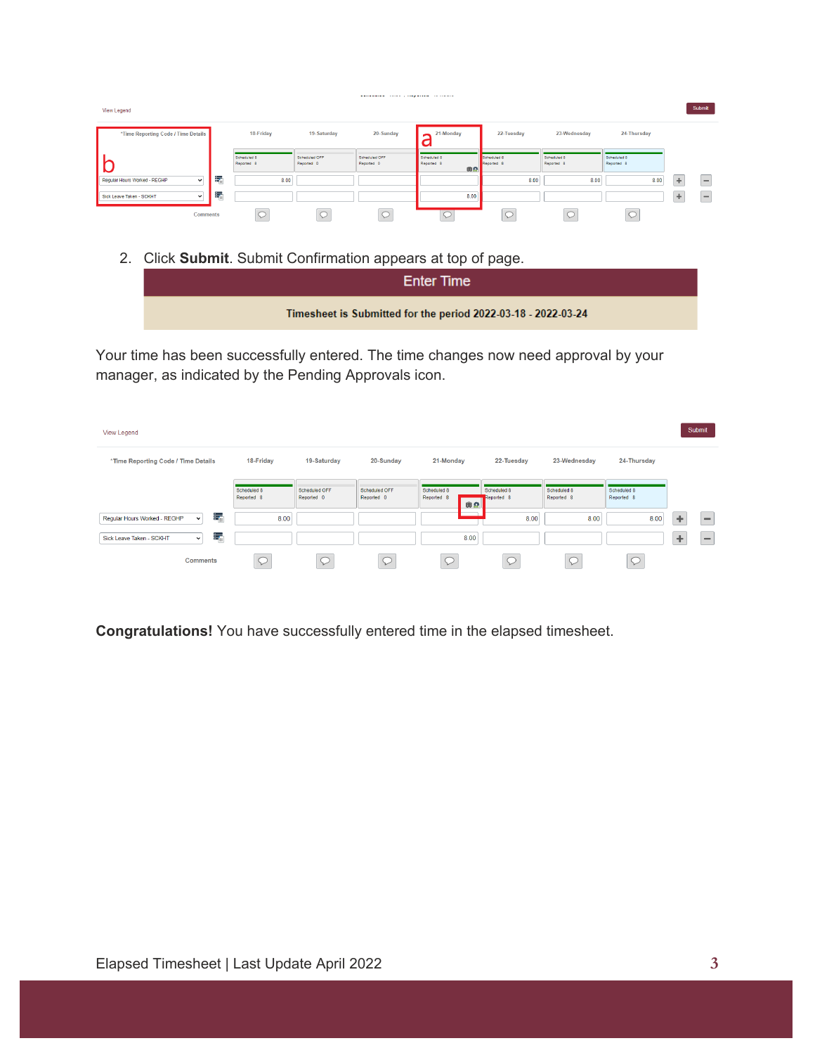View Legend

Submit

| *Time Reporting Code / Time Details | 18-Friday | 19-Saturday | 20-Sunday | 21-Monday | 22-Tuesday | 23-Wednesday | 24-Thursday |
|---|---|---|---|---|---|---|---|
| | Scheduled 8 Reported 8 | Scheduled OFF Reported 0 | Scheduled OFF Reported 0 | Scheduled 8 Reported 8 | Scheduled 8 Reported 8 | Scheduled 8 Reported 8 | Scheduled 8 Reported 8 |
| Regular Hours Worked - REGHP | 8.00 | | | | 8.00 | 8.00 | 8.00 |
| Sick Leave Taken - SCKHT | | | | 8.00 | | | |
| Comments | | | | | | | |

a

b

2. Click **Submit**. Submit Confirmation appears at top of page.

Enter Time

Timesheet is Submitted for the period 2022-03-18 - 2022-03-24

Your time has been successfully entered. The time changes now need approval by your manager, as indicated by the Pending Approvals icon.

View Legend

Submit

| *Time Reporting Code / Time Details | 18-Friday | 19-Saturday | 20-Sunday | 21-Monday | 22-Tuesday | 23-Wednesday | 24-Thursday |
|---|---|---|---|---|---|---|---|
| | Scheduled 8 Reported 8 | Scheduled OFF Reported 0 | Scheduled OFF Reported 0 | Scheduled 8 Reported 8 | Scheduled 8 Reported 8 | Scheduled 8 Reported 8 | Scheduled 8 Reported 8 |
| Regular Hours Worked - REGHP | 8.00 | | | | 8.00 | 8.00 | 8.00 |
| Sick Leave Taken - SCKHT | | | | 8.00 | | | |
| Comments | | | | | | | |

**Congratulations!** You have successfully entered time in the elapsed timesheet.